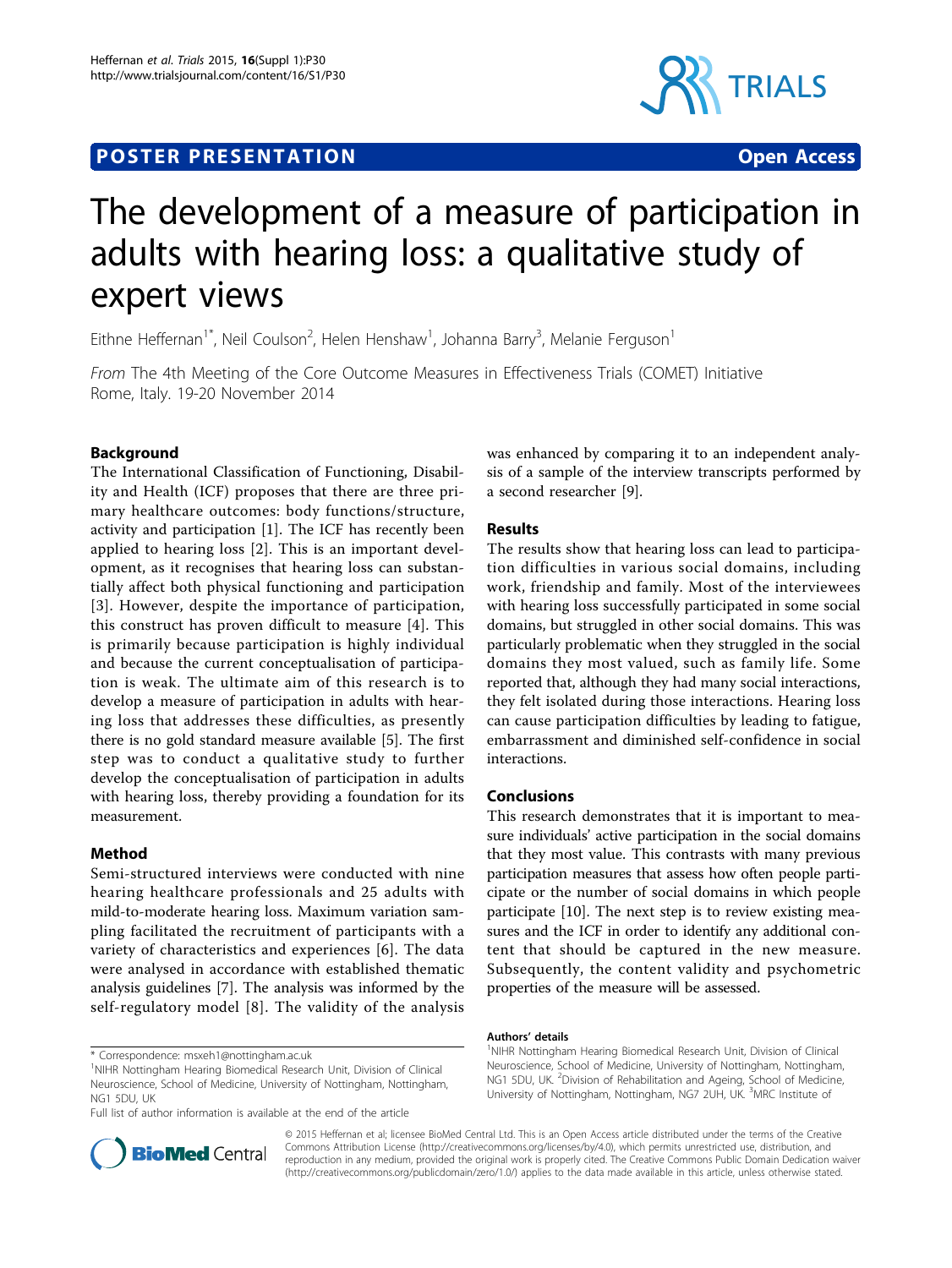**POSTER PRESENTATION** **Open Access**

# The development of a measure of participation in adults with hearing loss: a qualitative study of expert views

Eithne Heffernan[1*], Neil Coulson[2], Helen Henshaw[1], Johanna Barry[3], Melanie Ferguson[1]

*From* The 4th Meeting of the Core Outcome Measures in Effectiveness Trials (COMET) Initiative
Rome, Italy. 19-20 November 2014

## Background

The International Classification of Functioning, Disability and Health (ICF) proposes that there are three primary healthcare outcomes: body functions/structure, activity and participation [1]. The ICF has recently been applied to hearing loss [2]. This is an important development, as it recognises that hearing loss can substantially affect both physical functioning and participation [3]. However, despite the importance of participation, this construct has proven difficult to measure [4]. This is primarily because participation is highly individual and because the current conceptualisation of participation is weak. The ultimate aim of this research is to develop a measure of participation in adults with hearing loss that addresses these difficulties, as presently there is no gold standard measure available [5]. The first step was to conduct a qualitative study to further develop the conceptualisation of participation in adults with hearing loss, thereby providing a foundation for its measurement.

## Method

Semi-structured interviews were conducted with nine hearing healthcare professionals and 25 adults with mild-to-moderate hearing loss. Maximum variation sampling facilitated the recruitment of participants with a variety of characteristics and experiences [6]. The data were analysed in accordance with established thematic analysis guidelines [7]. The analysis was informed by the self-regulatory model [8]. The validity of the analysis was enhanced by comparing it to an independent analysis of a sample of the interview transcripts performed by a second researcher [9].

## Results

The results show that hearing loss can lead to participation difficulties in various social domains, including work, friendship and family. Most of the interviewees with hearing loss successfully participated in some social domains, but struggled in other social domains. This was particularly problematic when they struggled in the social domains they most valued, such as family life. Some reported that, although they had many social interactions, they felt isolated during those interactions. Hearing loss can cause participation difficulties by leading to fatigue, embarrassment and diminished self-confidence in social interactions.

## Conclusions

This research demonstrates that it is important to measure individuals' active participation in the social domains that they most value. This contrasts with many previous participation measures that assess how often people participate or the number of social domains in which people participate [10]. The next step is to review existing measures and the ICF in order to identify any additional content that should be captured in the new measure. Subsequently, the content validity and psychometric properties of the measure will be assessed.

\* Correspondence: msxeh1@nottingham.ac.uk
[1]NIHR Nottingham Hearing Biomedical Research Unit, Division of Clinical Neuroscience, School of Medicine, University of Nottingham, Nottingham, NG1 5DU, UK
Full list of author information is available at the end of the article

**Authors' details**
[1]NIHR Nottingham Hearing Biomedical Research Unit, Division of Clinical Neuroscience, School of Medicine, University of Nottingham, Nottingham, NG1 5DU, UK. [2]Division of Rehabilitation and Ageing, School of Medicine, University of Nottingham, Nottingham, NG7 2UH, UK. [3]MRC Institute of

© 2015 Heffernan et al; licensee BioMed Central Ltd. This is an Open Access article distributed under the terms of the Creative Commons Attribution License (http://creativecommons.org/licenses/by/4.0), which permits unrestricted use, distribution, and reproduction in any medium, provided the original work is properly cited. The Creative Commons Public Domain Dedication waiver (http://creativecommons.org/publicdomain/zero/1.0/) applies to the data made available in this article, unless otherwise stated.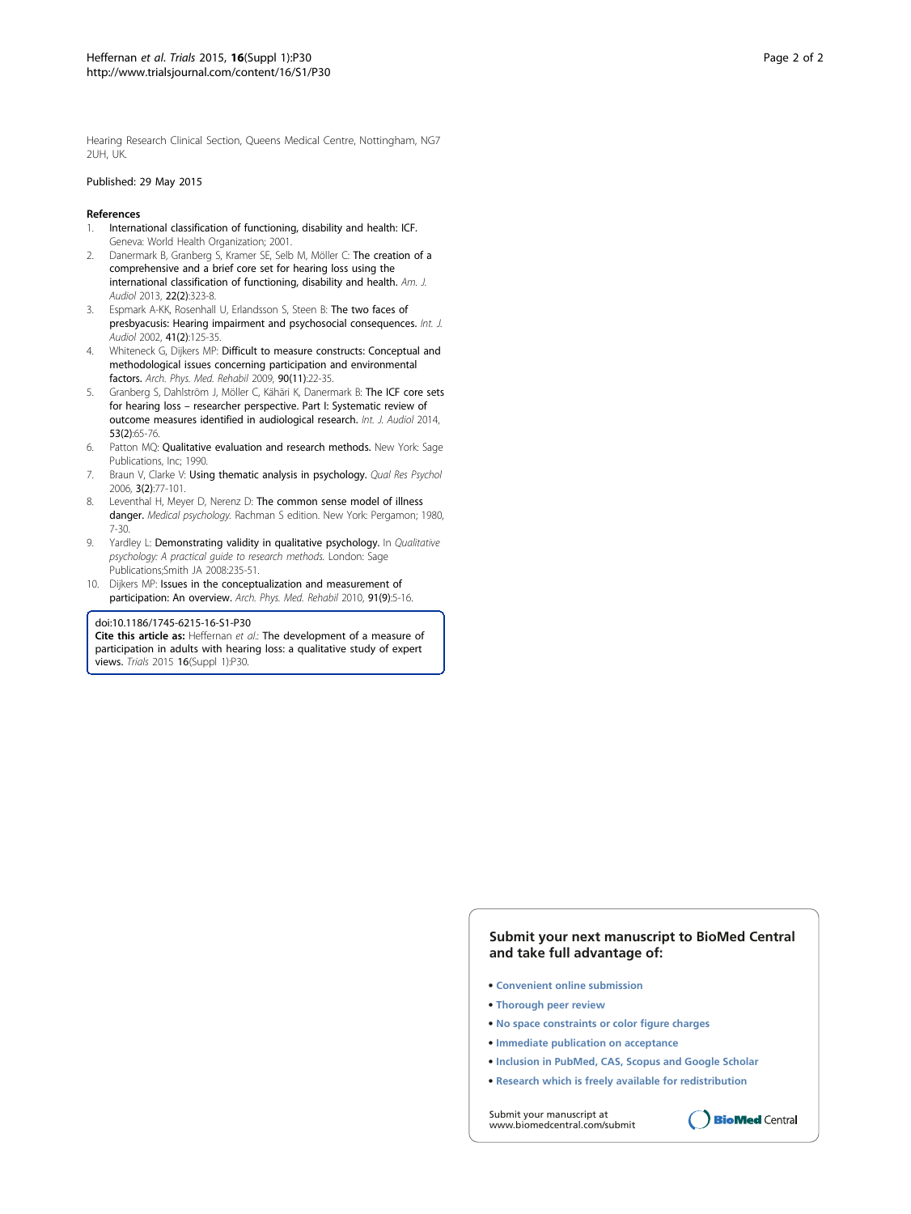Hearing Research Clinical Section, Queens Medical Centre, Nottingham, NG7 2UH, UK.

Published: 29 May 2015

**References**

1. International classification of functioning, disability and health: ICF. Geneva: World Health Organization; 2001.
2. Danermark B, Granberg S, Kramer SE, Selb M, Möller C: **The creation of a comprehensive and a brief core set for hearing loss using the international classification of functioning, disability and health.** *Am. J. Audiol* 2013, **22(2)**:323-8.
3. Espmark A-KK, Rosenhall U, Erlandsson S, Steen B: **The two faces of presbyacusis: Hearing impairment and psychosocial consequences.** *Int. J. Audiol* 2002, **41(2)**:125-35.
4. Whiteneck G, Dijkers MP: **Difficult to measure constructs: Conceptual and methodological issues concerning participation and environmental factors.** *Arch. Phys. Med. Rehabil* 2009, **90(11)**:22-35.
5. Granberg S, Dahlström J, Möller C, Kähäri K, Danermark B: **The ICF core sets for hearing loss – researcher perspective. Part I: Systematic review of outcome measures identified in audiological research.** *Int. J. Audiol* 2014, **53(2)**:65-76.
6. Patton MQ: **Qualitative evaluation and research methods.** New York: Sage Publications, Inc; 1990.
7. Braun V, Clarke V: **Using thematic analysis in psychology.** *Qual Res Psychol* 2006, **3(2)**:77-101.
8. Leventhal H, Meyer D, Nerenz D: **The common sense model of illness danger.** *Medical psychology.* Rachman S edition. New York: Pergamon; 1980, 7-30.
9. Yardley L: **Demonstrating validity in qualitative psychology.** In *Qualitative psychology: A practical guide to research methods.* London: Sage Publications;Smith JA 2008:235-51.
10. Dijkers MP: **Issues in the conceptualization and measurement of participation: An overview.** *Arch. Phys. Med. Rehabil* 2010, **91(9)**:5-16.

doi:10.1186/1745-6215-16-S1-P30
**Cite this article as:** Heffernan *et al.*: The development of a measure of participation in adults with hearing loss: a qualitative study of expert views. *Trials* 2015 **16**(Suppl 1):P30.

**Submit your next manuscript to BioMed Central and take full advantage of:**

- Convenient online submission
- Thorough peer review
- No space constraints or color figure charges
- Immediate publication on acceptance
- Inclusion in PubMed, CAS, Scopus and Google Scholar
- Research which is freely available for redistribution

Submit your manuscript at
www.biomedcentral.com/submit

BioMed Central